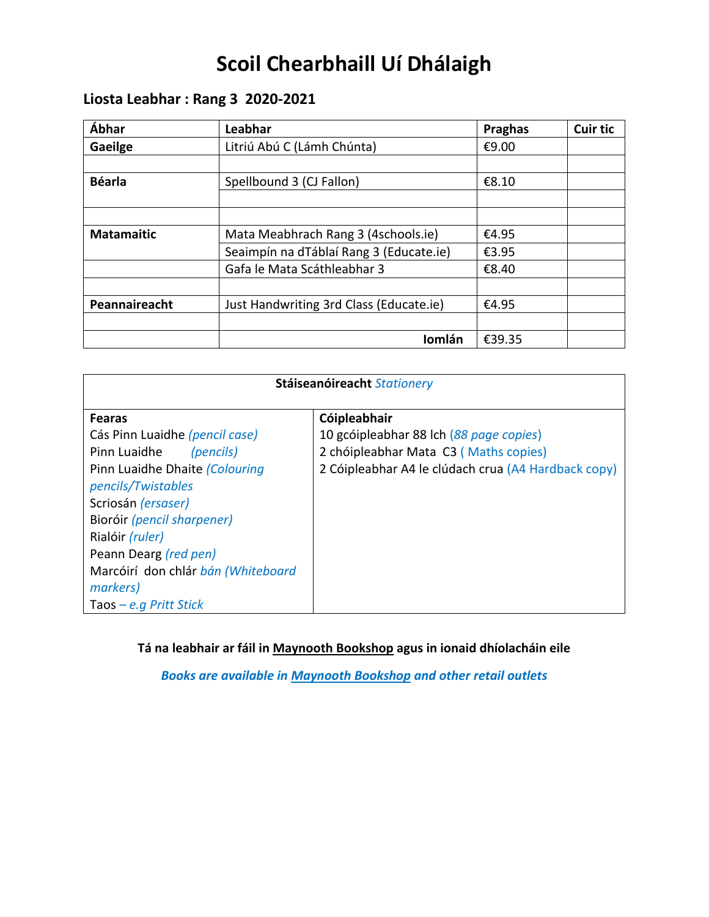# Scoil Chearbhaill Uí Dhálaigh

## Liosta Leabhar : Rang 3 2020-2021

| Ábhar | Leabhar | Praghas | Cuir tic |
|---|---|---|---|
| **Gaeilge** | Litriú Abú C (Lámh Chúnta) | €9.00 | |
| | | | |
| **Béarla** | Spellbound 3 (CJ Fallon) | €8.10 | |
| | | | |
| | | | |
| **Matamaitic** | Mata Meabhrach Rang 3 (4schools.ie) | €4.95 | |
| | Seaimpín na dTáblaí Rang 3 (Educate.ie) | €3.95 | |
| | Gafa le Mata Scáthleabhar 3 | €8.40 | |
| | | | |
| **Peannaireacht** | Just Handwriting 3rd Class (Educate.ie) | €4.95 | |
| | | | |
| | **Iomlán** | €39.35 | |

| **Stáiseanóireacht** *Stationery* | |
|---|---|
| **Fearas** | **Cóipleabhair** |
| Cás Pinn Luaidhe *(pencil case)* | 10 gcóipleabhar 88 lch *(88 page copies)* |
| Pinn Luaidhe *(pencils)* | 2 chóipleabhar Mata C3 ( Maths copies) |
| Pinn Luaidhe Dhaite *(Colouring pencils/Twistables* | 2 Cóipleabhar A4 le clúdach crua (A4 Hardback copy) |
| Scriosán *(ersaser)* | |
| Bioróir *(pencil sharpener)* | |
| Rialóir *(ruler)* | |
| Peann Dearg *(red pen)* | |
| Marcóirí don chlár *bán (Whiteboard markers)* | |
| Taos *– e.g Pritt Stick* | |

**Tá na leabhair ar fáil in <u>Maynooth Bookshop</u> agus in ionaid dhíolacháin eile**

***Books are available in <u>Maynooth Bookshop</u> and other retail outlets***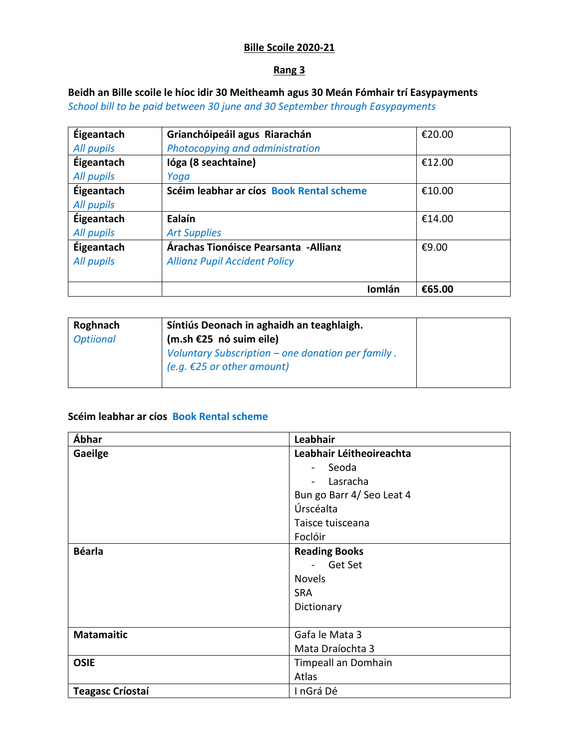**Bille Scoile 2020-21**

**Rang 3**

**Beidh an Bille scoile le híoc idir 30 Meitheamh agus 30 Meán Fómhair trí Easypayments**
*School bill to be paid between 30 june and 30 September through Easypayments*

| | | |
|---|---|---|
| **Éigeantach** *All pupils* | **Grianchóipeáil agus Riarachán** *Photocopying and administration* | €20.00 |
| **Éigeantach** *All pupils* | **Ióga (8 seachtaine)** *Yoga* | €12.00 |
| **Éigeantach** *All pupils* | **Scéim leabhar ar cíos Book Rental scheme** | €10.00 |
| **Éigeantach** *All pupils* | **Ealaín** *Art Supplies* | €14.00 |
| **Éigeantach** *All pupils* | **Árachas Tionóisce Pearsanta -Allianz** *Allianz Pupil Accident Policy* | €9.00 |
| | **Iomlán** | **€65.00** |

| | | |
|---|---|---|
| **Roghnach** *Optiional* | **Síntiús Deonach in aghaidh an teaghlaigh. (m.sh €25 nó suim eile)** *Voluntary Subscription – one donation per family . (e.g. €25 or other amount)* | |

**Scéim leabhar ar cíos Book Rental scheme**

| **Ábhar** | **Leabhair** |
|---|---|
| **Gaeilge** | **Leabhair Léitheoireachta**<br>- Seoda<br>- Lasracha<br>Bun go Barr 4/ Seo Leat 4<br>Úrscéalta<br>Taisce tuisceana<br>Foclóir |
| **Béarla** | **Reading Books**<br>- Get Set<br>Novels<br>SRA<br>Dictionary |
| **Matamaitic** | Gafa le Mata 3<br>Mata Draíochta 3 |
| **OSIE** | Timpeall an Domhain<br>Atlas |
| **Teagasc Críostaí** | I nGrá Dé |